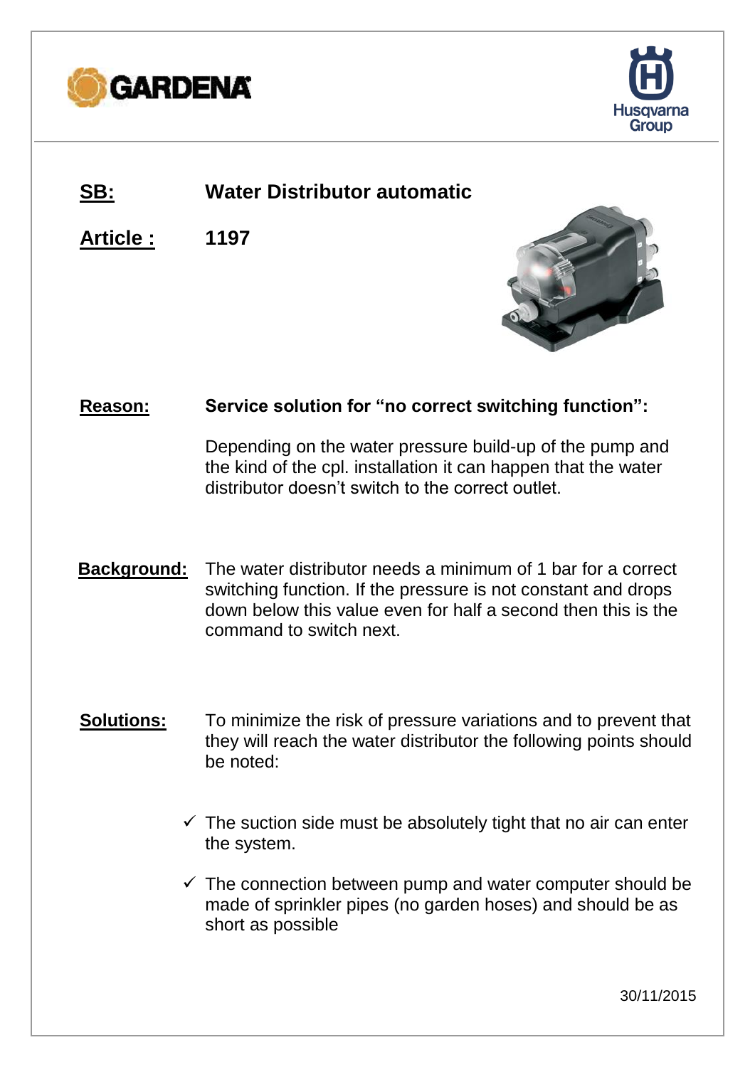**SB:** **Water Distributor automatic**

**Article :** **1197**

**Reason:** **Service solution for "no correct switching function":**

Depending on the water pressure build-up of the pump and the kind of the cpl. installation it can happen that the water distributor doesn't switch to the correct outlet.

**Background:** The water distributor needs a minimum of 1 bar for a correct switching function. If the pressure is not constant and drops down below this value even for half a second then this is the command to switch next.

**Solutions:** To minimize the risk of pressure variations and to prevent that they will reach the water distributor the following points should be noted:

- ✓ The suction side must be absolutely tight that no air can enter the system.
- ✓ The connection between pump and water computer should be made of sprinkler pipes (no garden hoses) and should be as short as possible

30/11/2015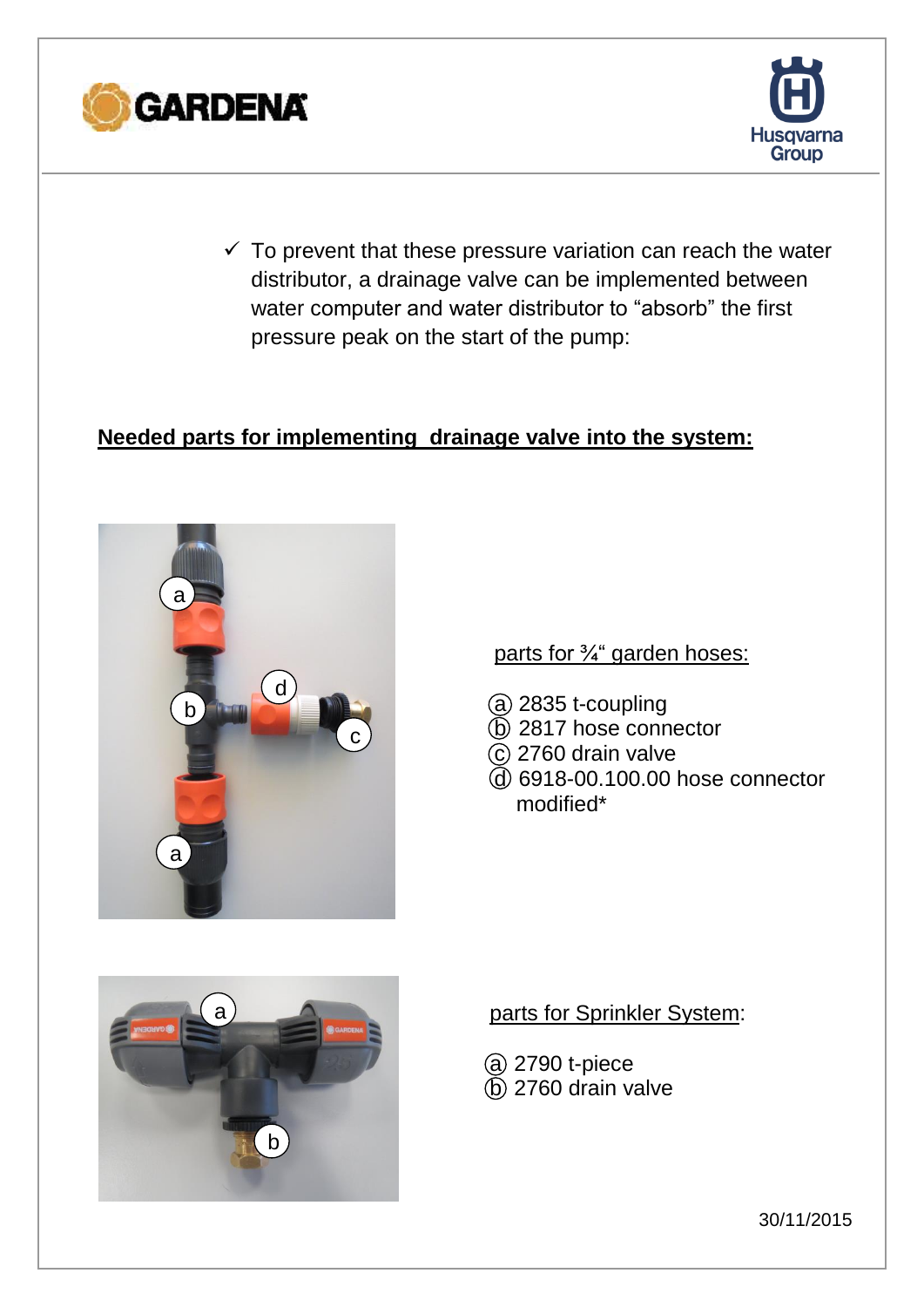- ✓ To prevent that these pressure variation can reach the water distributor, a drainage valve can be implemented between water computer and water distributor to “absorb” the first pressure peak on the start of the pump:

**Needed parts for implementing drainage valve into the system:**

parts for ¾“ garden hoses:

ⓐ 2835 t-coupling
ⓑ 2817 hose connector
ⓒ 2760 drain valve
ⓓ 6918-00.100.00 hose connector modified*

parts for Sprinkler System:

ⓐ 2790 t-piece
ⓑ 2760 drain valve

30/11/2015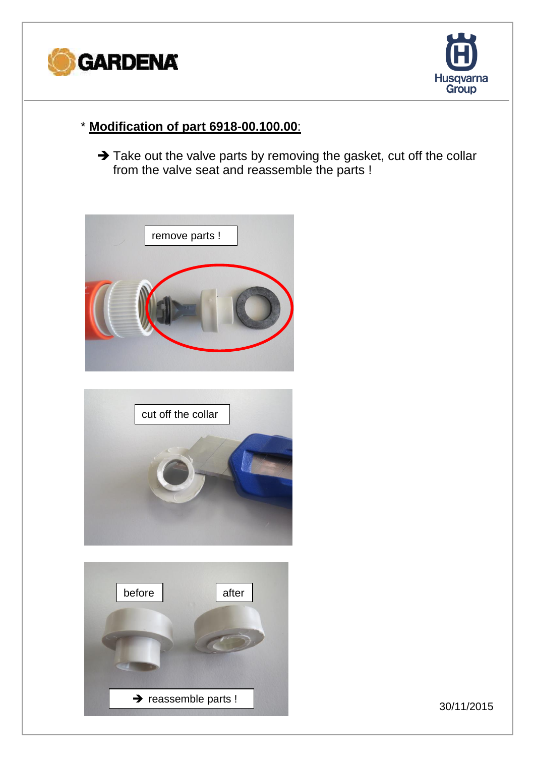\* **Modification of part 6918-00.100.00**:

➔ Take out the valve parts by removing the gasket, cut off the collar from the valve seat and reassemble the parts !

remove parts !

cut off the collar

before

after

➔ reassemble parts !

30/11/2015